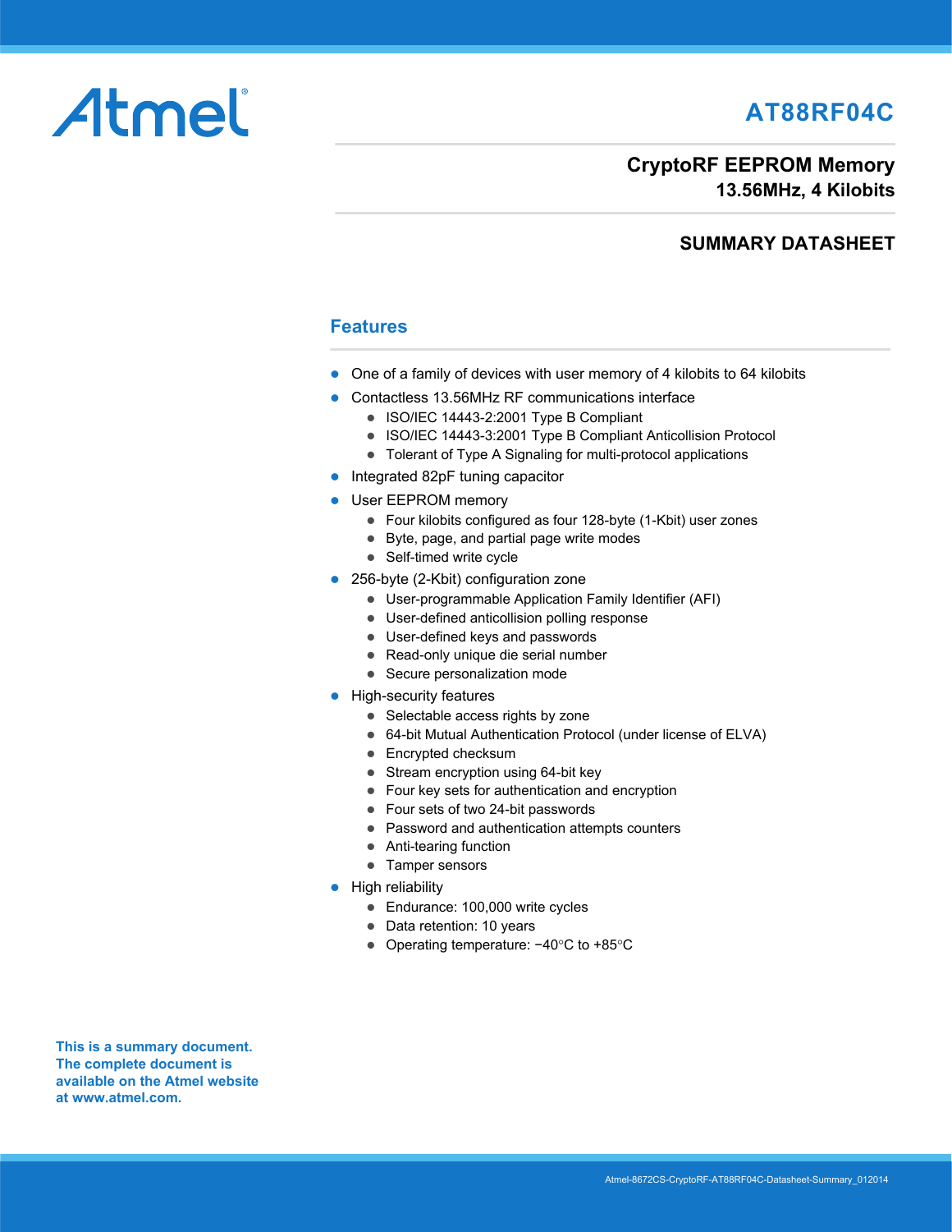Atmel

# AT88RF04C

## CryptoRF EEPROM Memory
**13.56MHz, 4 Kilobits**

**SUMMARY DATASHEET**

## Features

- One of a family of devices with user memory of 4 kilobits to 64 kilobits
- Contactless 13.56MHz RF communications interface
  - ISO/IEC 14443-2:2001 Type B Compliant
  - ISO/IEC 14443-3:2001 Type B Compliant Anticollision Protocol
  - Tolerant of Type A Signaling for multi-protocol applications
- Integrated 82pF tuning capacitor
- User EEPROM memory
  - Four kilobits configured as four 128-byte (1-Kbit) user zones
  - Byte, page, and partial page write modes
  - Self-timed write cycle
- 256-byte (2-Kbit) configuration zone
  - User-programmable Application Family Identifier (AFI)
  - User-defined anticollision polling response
  - User-defined keys and passwords
  - Read-only unique die serial number
  - Secure personalization mode
- High-security features
  - Selectable access rights by zone
  - 64-bit Mutual Authentication Protocol (under license of ELVA)
  - Encrypted checksum
  - Stream encryption using 64-bit key
  - Four key sets for authentication and encryption
  - Four sets of two 24-bit passwords
  - Password and authentication attempts counters
  - Anti-tearing function
  - Tamper sensors
- High reliability
  - Endurance: 100,000 write cycles
  - Data retention: 10 years
  - Operating temperature: −40°C to +85°C

**This is a summary document. The complete document is available on the Atmel website at www.atmel.com.**

Atmel-8672CS-CryptoRF-AT88RF04C-Datasheet-Summary_012014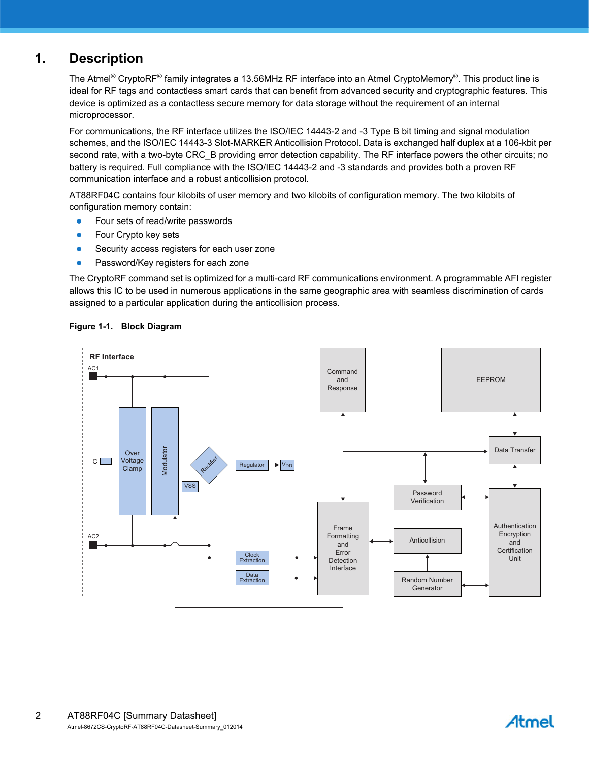# 1. Description

The Atmel® CryptoRF® family integrates a 13.56MHz RF interface into an Atmel CryptoMemory®. This product line is ideal for RF tags and contactless smart cards that can benefit from advanced security and cryptographic features. This device is optimized as a contactless secure memory for data storage without the requirement of an internal microprocessor.

For communications, the RF interface utilizes the ISO/IEC 14443-2 and -3 Type B bit timing and signal modulation schemes, and the ISO/IEC 14443-3 Slot-MARKER Anticollision Protocol. Data is exchanged half duplex at a 106-kbit per second rate, with a two-byte CRC_B providing error detection capability. The RF interface powers the other circuits; no battery is required. Full compliance with the ISO/IEC 14443-2 and -3 standards and provides both a proven RF communication interface and a robust anticollision protocol.

AT88RF04C contains four kilobits of user memory and two kilobits of configuration memory. The two kilobits of configuration memory contain:

- Four sets of read/write passwords
- Four Crypto key sets
- Security access registers for each user zone
- Password/Key registers for each zone

The CryptoRF command set is optimized for a multi-card RF communications environment. A programmable AFI register allows this IC to be used in numerous applications in the same geographic area with seamless discrimination of cards assigned to a particular application during the anticollision process.

**Figure 1-1. Block Diagram**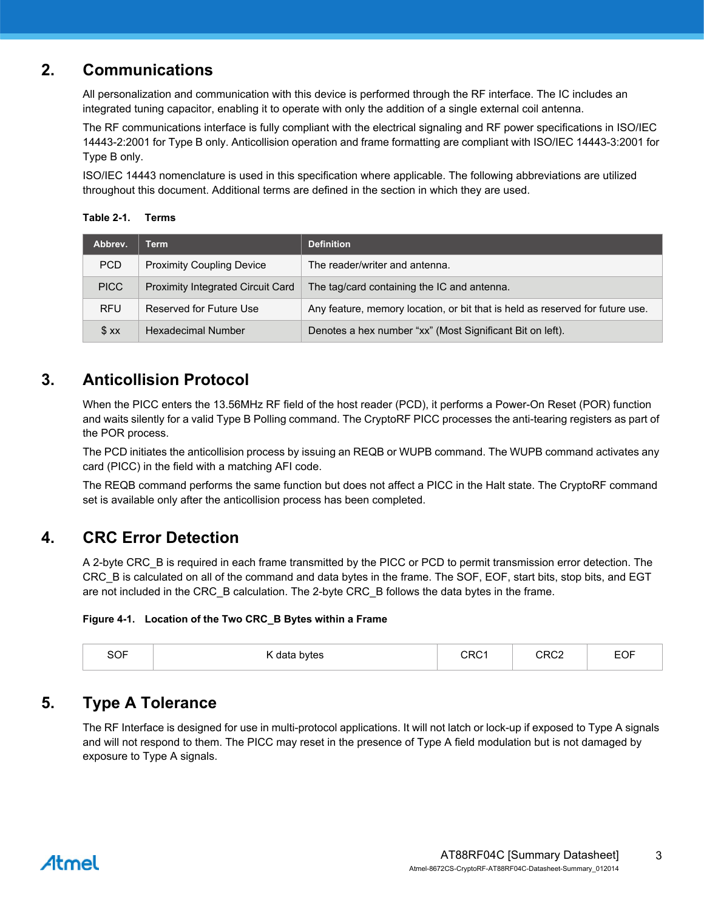## 2. Communications

All personalization and communication with this device is performed through the RF interface. The IC includes an integrated tuning capacitor, enabling it to operate with only the addition of a single external coil antenna.

The RF communications interface is fully compliant with the electrical signaling and RF power specifications in ISO/IEC 14443-2:2001 for Type B only. Anticollision operation and frame formatting are compliant with ISO/IEC 14443-3:2001 for Type B only.

ISO/IEC 14443 nomenclature is used in this specification where applicable. The following abbreviations are utilized throughout this document. Additional terms are defined in the section in which they are used.

**Table 2-1. Terms**

| Abbrev. | Term | Definition |
|---|---|---|
| PCD | Proximity Coupling Device | The reader/writer and antenna. |
| PICC | Proximity Integrated Circuit Card | The tag/card containing the IC and antenna. |
| RFU | Reserved for Future Use | Any feature, memory location, or bit that is held as reserved for future use. |
| $ xx | Hexadecimal Number | Denotes a hex number “xx” (Most Significant Bit on left). |

## 3. Anticollision Protocol

When the PICC enters the 13.56MHz RF field of the host reader (PCD), it performs a Power-On Reset (POR) function and waits silently for a valid Type B Polling command. The CryptoRF PICC processes the anti-tearing registers as part of the POR process.

The PCD initiates the anticollision process by issuing an REQB or WUPB command. The WUPB command activates any card (PICC) in the field with a matching AFI code.

The REQB command performs the same function but does not affect a PICC in the Halt state. The CryptoRF command set is available only after the anticollision process has been completed.

## 4. CRC Error Detection

A 2-byte CRC_B is required in each frame transmitted by the PICC or PCD to permit transmission error detection. The CRC_B is calculated on all of the command and data bytes in the frame. The SOF, EOF, start bits, stop bits, and EGT are not included in the CRC_B calculation. The 2-byte CRC_B follows the data bytes in the frame.

**Figure 4-1. Location of the Two CRC_B Bytes within a Frame**

| SOF | K data bytes | CRC1 | CRC2 | EOF |
|---|---|---|---|---|

## 5. Type A Tolerance

The RF Interface is designed for use in multi-protocol applications. It will not latch or lock-up if exposed to Type A signals and will not respond to them. The PICC may reset in the presence of Type A field modulation but is not damaged by exposure to Type A signals.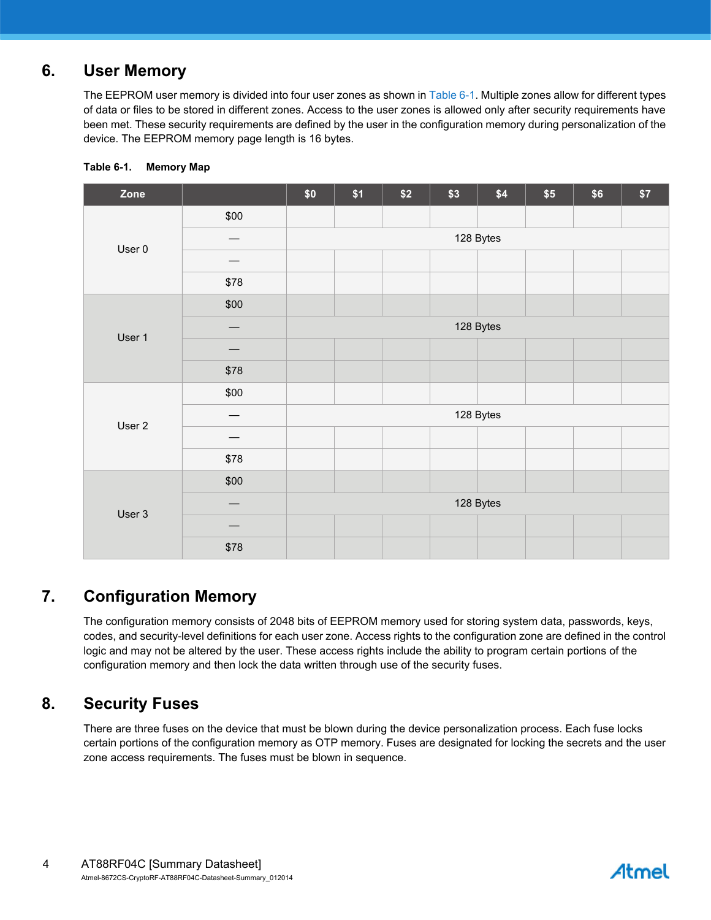## 6. User Memory

The EEPROM user memory is divided into four user zones as shown in Table 6-1. Multiple zones allow for different types of data or files to be stored in different zones. Access to the user zones is allowed only after security requirements have been met. These security requirements are defined by the user in the configuration memory during personalization of the device. The EEPROM memory page length is 16 bytes.

**Table 6-1. Memory Map**

| Zone | | $0 | $1 | $2 | $3 | $4 | $5 | $6 | $7 |
|---|---|---|---|---|---|---|---|---|---|
| User 0 | $00 | | | | | | | | |
| | — | 128 Bytes | | | | | | | |
| | — | | | | | | | | |
| | $78 | | | | | | | | |
| User 1 | $00 | | | | | | | | |
| | — | 128 Bytes | | | | | | | |
| | — | | | | | | | | |
| | $78 | | | | | | | | |
| User 2 | $00 | | | | | | | | |
| | — | 128 Bytes | | | | | | | |
| | — | | | | | | | | |
| | $78 | | | | | | | | |
| User 3 | $00 | | | | | | | | |
| | — | 128 Bytes | | | | | | | |
| | — | | | | | | | | |
| | $78 | | | | | | | | |

## 7. Configuration Memory

The configuration memory consists of 2048 bits of EEPROM memory used for storing system data, passwords, keys, codes, and security-level definitions for each user zone. Access rights to the configuration zone are defined in the control logic and may not be altered by the user. These access rights include the ability to program certain portions of the configuration memory and then lock the data written through use of the security fuses.

## 8. Security Fuses

There are three fuses on the device that must be blown during the device personalization process. Each fuse locks certain portions of the configuration memory as OTP memory. Fuses are designated for locking the secrets and the user zone access requirements. The fuses must be blown in sequence.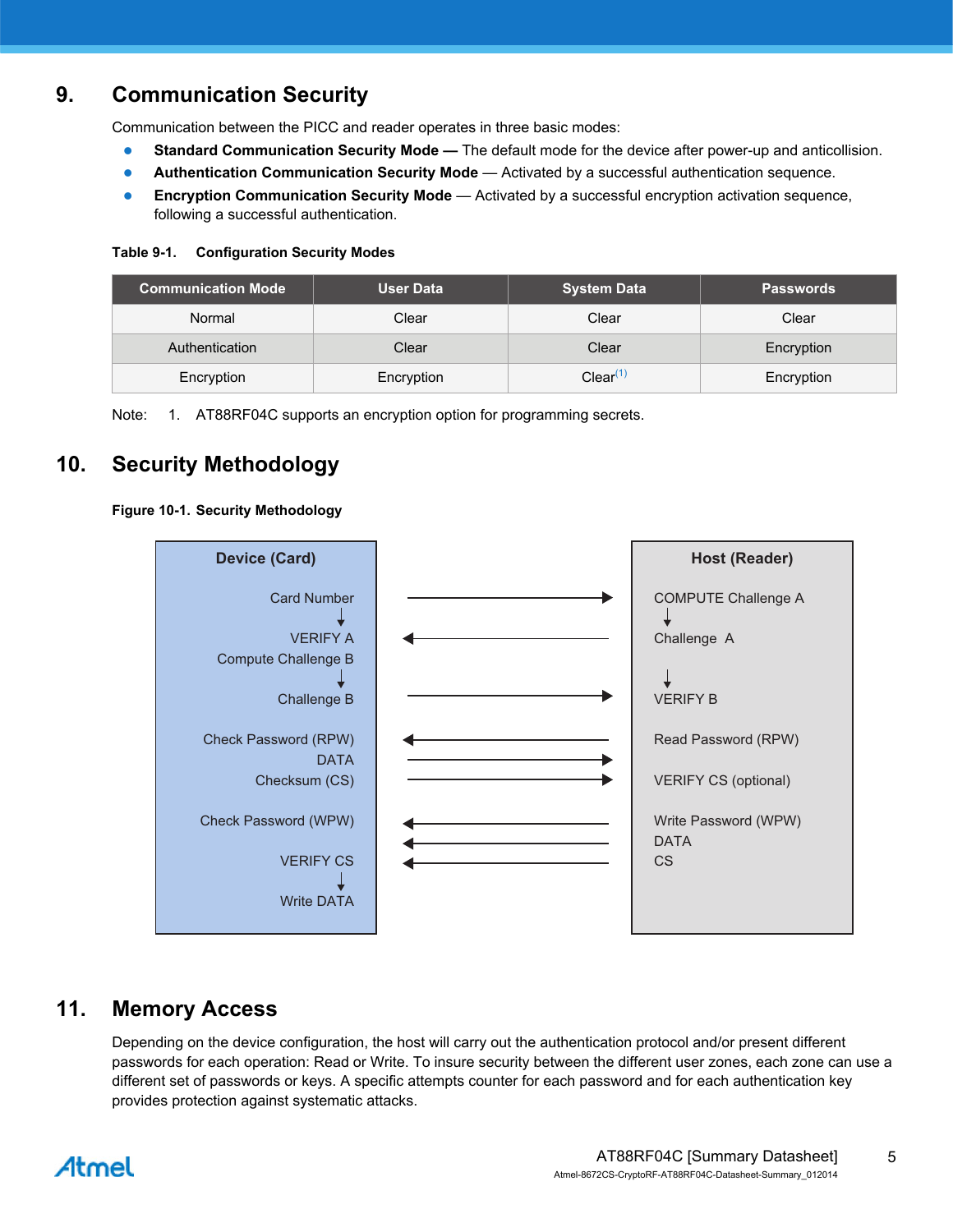## 9. Communication Security

Communication between the PICC and reader operates in three basic modes:

- **Standard Communication Security Mode —** The default mode for the device after power-up and anticollision.
- **Authentication Communication Security Mode** — Activated by a successful authentication sequence.
- **Encryption Communication Security Mode** — Activated by a successful encryption activation sequence, following a successful authentication.

**Table 9-1. Configuration Security Modes**

| Communication Mode | User Data | System Data | Passwords |
|---|---|---|---|
| Normal | Clear | Clear | Clear |
| Authentication | Clear | Clear | Encryption |
| Encryption | Encryption | Clear[(1)] | Encryption |

Note: 1. AT88RF04C supports an encryption option for programming secrets.

## 10. Security Methodology

**Figure 10-1. Security Methodology**

| Device (Card) | | Host (Reader) |
|---|---|---|
| Card Number | → | COMPUTE Challenge A ↓ |
| VERIFY A | ← | Challenge A |
| Compute Challenge B ↓ | | ↓ |
| Challenge B | → | VERIFY B |
| Check Password (RPW) | ← | Read Password (RPW) |
| DATA | → | |
| Checksum (CS) | → | VERIFY CS (optional) |
| Check Password (WPW) | ← | Write Password (WPW) |
| | ← | DATA |
| VERIFY CS ↓ | ← | CS |
| Write DATA | | |

## 11. Memory Access

Depending on the device configuration, the host will carry out the authentication protocol and/or present different passwords for each operation: Read or Write. To insure security between the different user zones, each zone can use a different set of passwords or keys. A specific attempts counter for each password and for each authentication key provides protection against systematic attacks.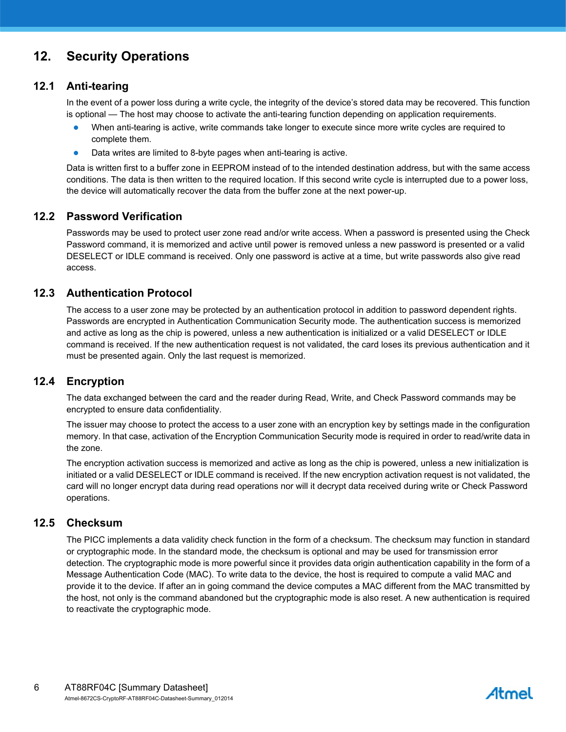# 12. Security Operations

## 12.1 Anti-tearing

In the event of a power loss during a write cycle, the integrity of the device's stored data may be recovered. This function is optional — The host may choose to activate the anti-tearing function depending on application requirements.

- When anti-tearing is active, write commands take longer to execute since more write cycles are required to complete them.
- Data writes are limited to 8-byte pages when anti-tearing is active.

Data is written first to a buffer zone in EEPROM instead of to the intended destination address, but with the same access conditions. The data is then written to the required location. If this second write cycle is interrupted due to a power loss, the device will automatically recover the data from the buffer zone at the next power-up.

## 12.2 Password Verification

Passwords may be used to protect user zone read and/or write access. When a password is presented using the Check Password command, it is memorized and active until power is removed unless a new password is presented or a valid DESELECT or IDLE command is received. Only one password is active at a time, but write passwords also give read access.

## 12.3 Authentication Protocol

The access to a user zone may be protected by an authentication protocol in addition to password dependent rights. Passwords are encrypted in Authentication Communication Security mode. The authentication success is memorized and active as long as the chip is powered, unless a new authentication is initialized or a valid DESELECT or IDLE command is received. If the new authentication request is not validated, the card loses its previous authentication and it must be presented again. Only the last request is memorized.

## 12.4 Encryption

The data exchanged between the card and the reader during Read, Write, and Check Password commands may be encrypted to ensure data confidentiality.

The issuer may choose to protect the access to a user zone with an encryption key by settings made in the configuration memory. In that case, activation of the Encryption Communication Security mode is required in order to read/write data in the zone.

The encryption activation success is memorized and active as long as the chip is powered, unless a new initialization is initiated or a valid DESELECT or IDLE command is received. If the new encryption activation request is not validated, the card will no longer encrypt data during read operations nor will it decrypt data received during write or Check Password operations.

## 12.5 Checksum

The PICC implements a data validity check function in the form of a checksum. The checksum may function in standard or cryptographic mode. In the standard mode, the checksum is optional and may be used for transmission error detection. The cryptographic mode is more powerful since it provides data origin authentication capability in the form of a Message Authentication Code (MAC). To write data to the device, the host is required to compute a valid MAC and provide it to the device. If after an in going command the device computes a MAC different from the MAC transmitted by the host, not only is the command abandoned but the cryptographic mode is also reset. A new authentication is required to reactivate the cryptographic mode.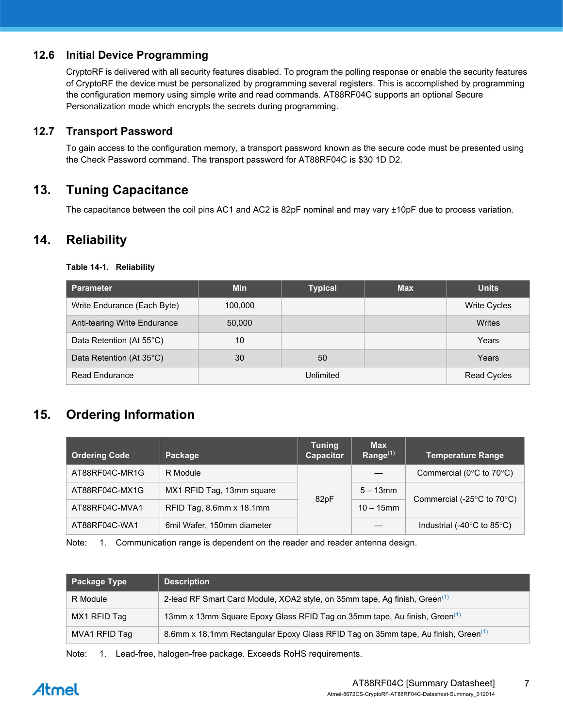## 12.6 Initial Device Programming

CryptoRF is delivered with all security features disabled. To program the polling response or enable the security features of CryptoRF the device must be personalized by programming several registers. This is accomplished by programming the configuration memory using simple write and read commands. AT88RF04C supports an optional Secure Personalization mode which encrypts the secrets during programming.

## 12.7 Transport Password

To gain access to the configuration memory, a transport password known as the secure code must be presented using the Check Password command. The transport password for AT88RF04C is $30 1D D2.

# 13. Tuning Capacitance

The capacitance between the coil pins AC1 and AC2 is 82pF nominal and may vary ±10pF due to process variation.

# 14. Reliability

**Table 14-1. Reliability**

| Parameter | Min | Typical | Max | Units |
|---|---|---|---|---|
| Write Endurance (Each Byte) | 100,000 | | | Write Cycles |
| Anti-tearing Write Endurance | 50,000 | | | Writes |
| Data Retention (At 55°C) | 10 | | | Years |
| Data Retention (At 35°C) | 30 | 50 | | Years |
| Read Endurance | Unlimited | | | Read Cycles |

# 15. Ordering Information

| Ordering Code | Package | Tuning Capacitor | Max Range(1) | Temperature Range |
|---|---|---|---|---|
| AT88RF04C-MR1G | R Module | 82pF | — | Commercial (0°C to 70°C) |
| AT88RF04C-MX1G | MX1 RFID Tag, 13mm square | 82pF | 5 – 13mm | Commercial (-25°C to 70°C) |
| AT88RF04C-MVA1 | RFID Tag, 8.6mm x 18.1mm | 82pF | 10 – 15mm | Commercial (-25°C to 70°C) |
| AT88RF04C-WA1 | 6mil Wafer, 150mm diameter | 82pF | — | Industrial (-40°C to 85°C) |

Note: 1. Communication range is dependent on the reader and reader antenna design.

| Package Type | Description |
|---|---|
| R Module | 2-lead RF Smart Card Module, XOA2 style, on 35mm tape, Ag finish, Green(1) |
| MX1 RFID Tag | 13mm x 13mm Square Epoxy Glass RFID Tag on 35mm tape, Au finish, Green(1) |
| MVA1 RFID Tag | 8.6mm x 18.1mm Rectangular Epoxy Glass RFID Tag on 35mm tape, Au finish, Green(1) |

Note: 1. Lead-free, halogen-free package. Exceeds RoHS requirements.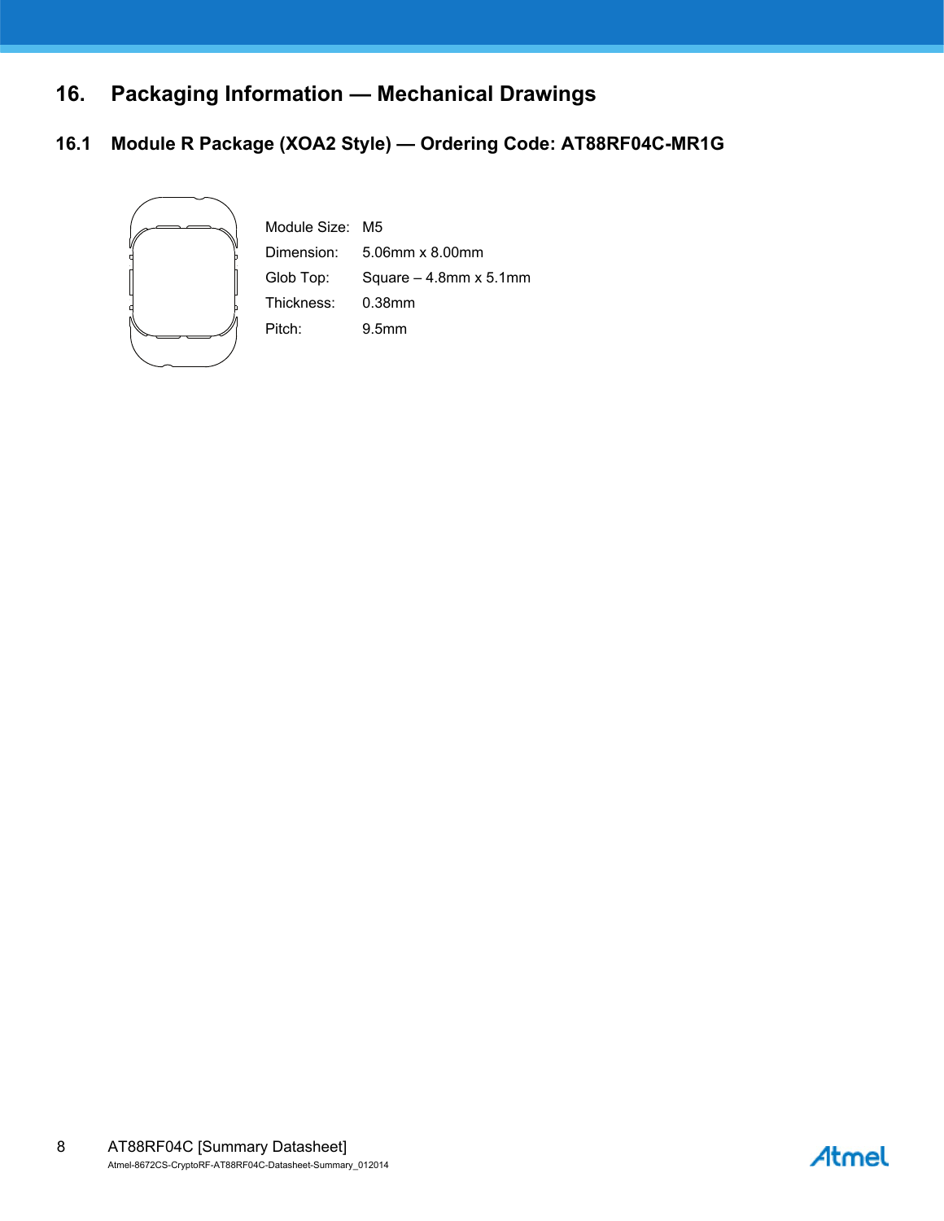# 16. Packaging Information — Mechanical Drawings

## 16.1 Module R Package (XOA2 Style) — Ordering Code: AT88RF04C-MR1G

| | |
|---|---|
| Module Size: | M5 |
| Dimension: | 5.06mm x 8.00mm |
| Glob Top: | Square – 4.8mm x 5.1mm |
| Thickness: | 0.38mm |
| Pitch: | 9.5mm |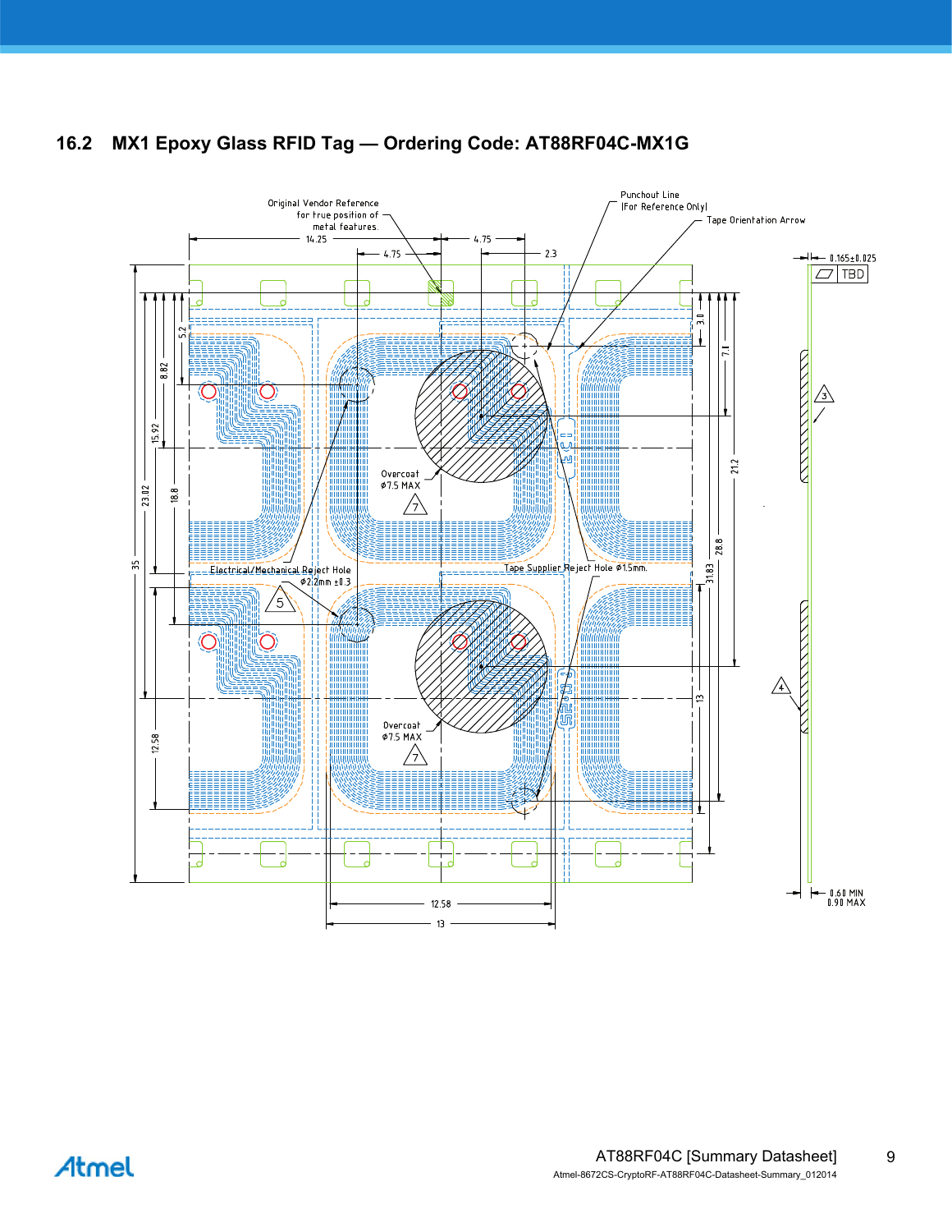## 16.2 MX1 Epoxy Glass RFID Tag — Ordering Code: AT88RF04C-MX1G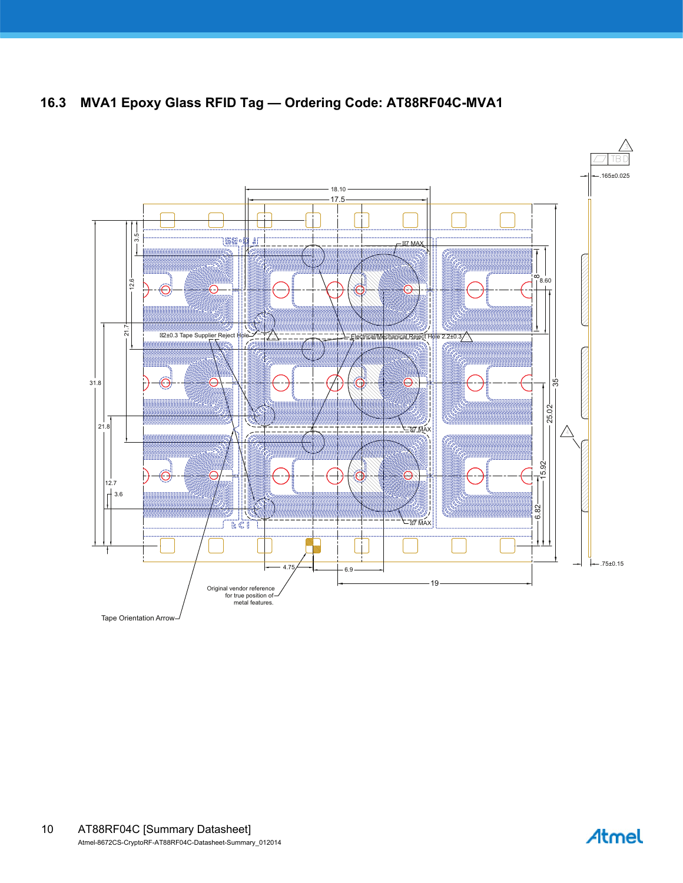## 16.3 MVA1 Epoxy Glass RFID Tag — Ordering Code: AT88RF04C-MVA1

TBD

.165±0.025

18.10

17.5

Ø7 MAX

3.5

12.6

8

8.60

21.7

Ø2±0.3 Tape Supplier Reject Hole

Electrical/Mechanical Reject Hole 2.2±0.3

31.8

35

25.02

Ø7 MAX

21.8

15.92

12.7

3.6

6.82

Ø7 MAX

4.75

6.9

.75±0.15

19

Original vendor reference for true position of metal features.

Tape Orientation Arrow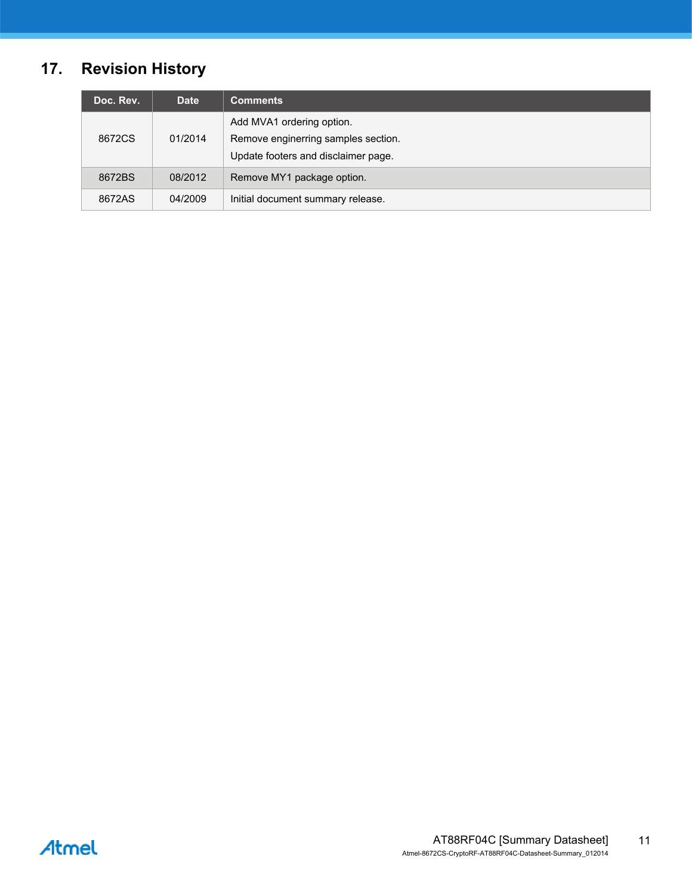## 17. Revision History

| Doc. Rev. | Date | Comments |
|---|---|---|
| 8672CS | 01/2014 | Add MVA1 ordering option.<br>Remove enginerring samples section.<br>Update footers and disclaimer page. |
| 8672BS | 08/2012 | Remove MY1 package option. |
| 8672AS | 04/2009 | Initial document summary release. |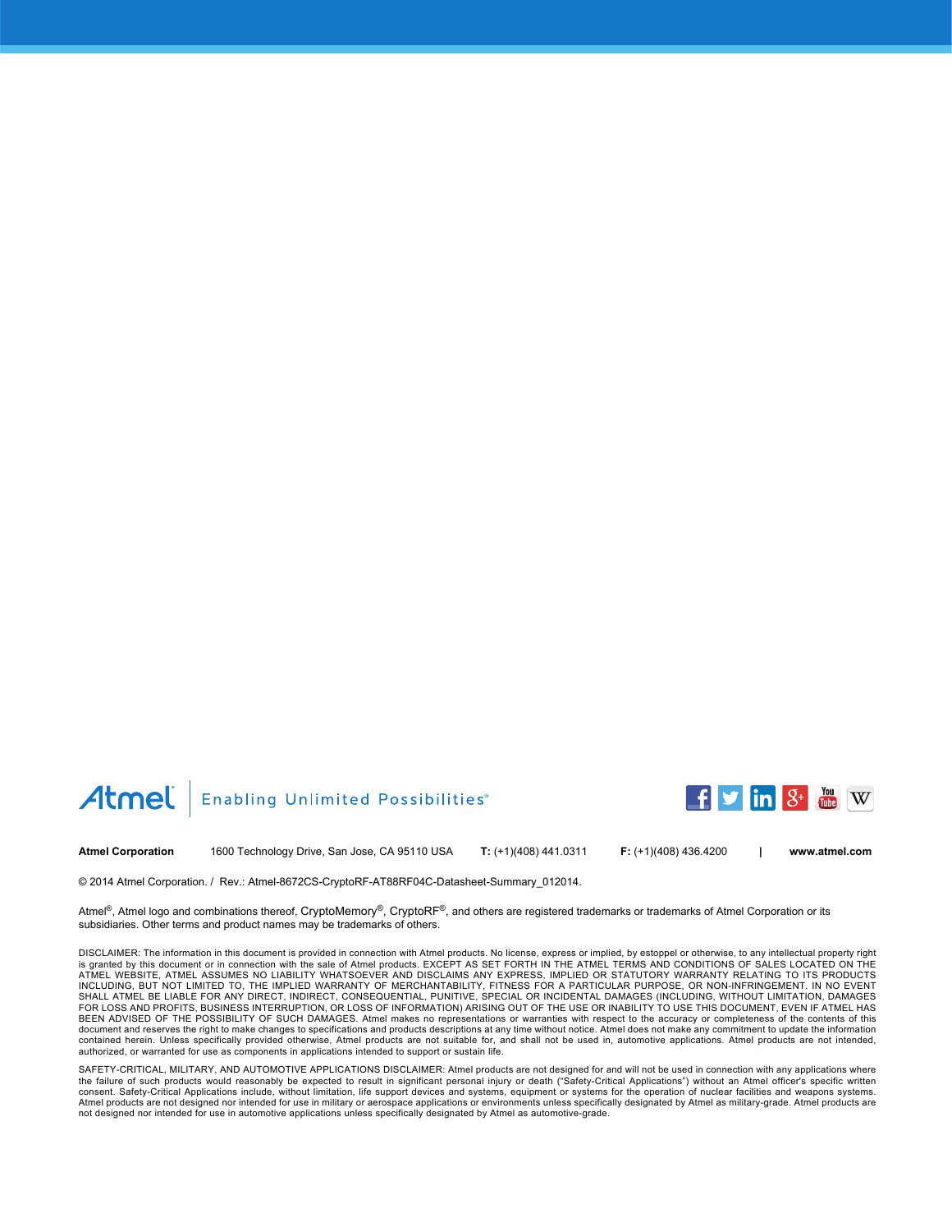Atmel | Enabling Unlimited Possibilities®

**Atmel Corporation** 1600 Technology Drive, San Jose, CA 95110 USA **T:** (+1)(408) 441.0311 **F:** (+1)(408) 436.4200 | **www.atmel.com**

© 2014 Atmel Corporation. / Rev.: Atmel-8672CS-CryptoRF-AT88RF04C-Datasheet-Summary_012014.

Atmel®, Atmel logo and combinations thereof, CryptoMemory®, CryptoRF®, and others are registered trademarks or trademarks of Atmel Corporation or its subsidiaries. Other terms and product names may be trademarks of others.

DISCLAIMER: The information in this document is provided in connection with Atmel products. No license, express or implied, by estoppel or otherwise, to any intellectual property right is granted by this document or in connection with the sale of Atmel products. EXCEPT AS SET FORTH IN THE ATMEL TERMS AND CONDITIONS OF SALES LOCATED ON THE ATMEL WEBSITE, ATMEL ASSUMES NO LIABILITY WHATSOEVER AND DISCLAIMS ANY EXPRESS, IMPLIED OR STATUTORY WARRANTY RELATING TO ITS PRODUCTS INCLUDING, BUT NOT LIMITED TO, THE IMPLIED WARRANTY OF MERCHANTABILITY, FITNESS FOR A PARTICULAR PURPOSE, OR NON-INFRINGEMENT. IN NO EVENT SHALL ATMEL BE LIABLE FOR ANY DIRECT, INDIRECT, CONSEQUENTIAL, PUNITIVE, SPECIAL OR INCIDENTAL DAMAGES (INCLUDING, WITHOUT LIMITATION, DAMAGES FOR LOSS AND PROFITS, BUSINESS INTERRUPTION, OR LOSS OF INFORMATION) ARISING OUT OF THE USE OR INABILITY TO USE THIS DOCUMENT, EVEN IF ATMEL HAS BEEN ADVISED OF THE POSSIBILITY OF SUCH DAMAGES. Atmel makes no representations or warranties with respect to the accuracy or completeness of the contents of this document and reserves the right to make changes to specifications and products descriptions at any time without notice. Atmel does not make any commitment to update the information contained herein. Unless specifically provided otherwise, Atmel products are not suitable for, and shall not be used in, automotive applications. Atmel products are not intended, authorized, or warranted for use as components in applications intended to support or sustain life.

SAFETY-CRITICAL, MILITARY, AND AUTOMOTIVE APPLICATIONS DISCLAIMER: Atmel products are not designed for and will not be used in connection with any applications where the failure of such products would reasonably be expected to result in significant personal injury or death ("Safety-Critical Applications") without an Atmel officer's specific written consent. Safety-Critical Applications include, without limitation, life support devices and systems, equipment or systems for the operation of nuclear facilities and weapons systems. Atmel products are not designed nor intended for use in military or aerospace applications or environments unless specifically designated by Atmel as military-grade. Atmel products are not designed nor intended for use in automotive applications unless specifically designated by Atmel as automotive-grade.